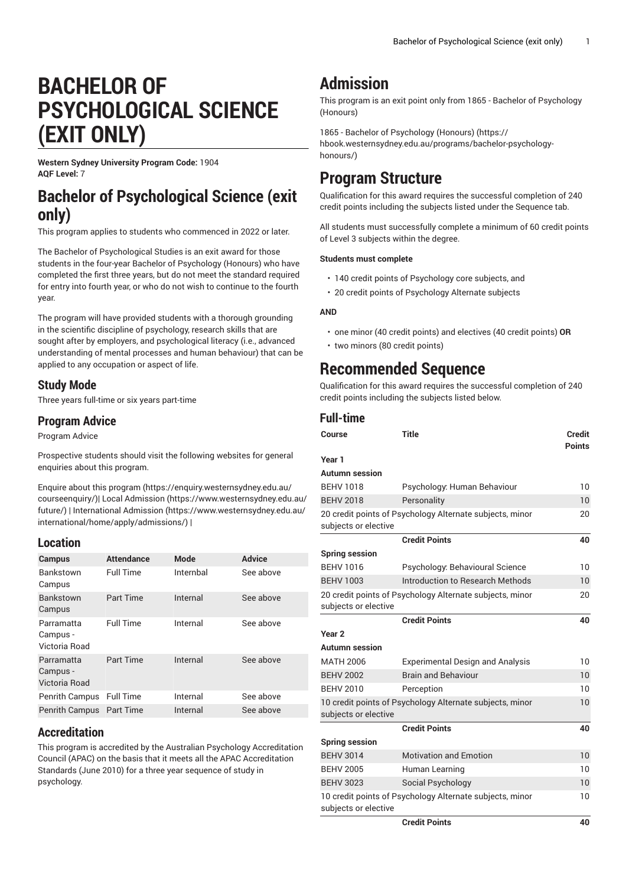# BACHELOR OF PSYCHOLOGICAL SCIENCE (EXIT ONLY)

**Western Sydney University Program Code:** 1904
**AQF Level:** 7

## Bachelor of Psychological Science (exit only)

This program applies to students who commenced in 2022 or later.

The Bachelor of Psychological Studies is an exit award for those students in the four-year Bachelor of Psychology (Honours) who have completed the first three years, but do not meet the standard required for entry into fourth year, or who do not wish to continue to the fourth year.

The program will have provided students with a thorough grounding in the scientific discipline of psychology, research skills that are sought after by employers, and psychological literacy (i.e., advanced understanding of mental processes and human behaviour) that can be applied to any occupation or aspect of life.

### Study Mode

Three years full-time or six years part-time

### Program Advice

Program Advice

Prospective students should visit the following websites for general enquiries about this program.

Enquire about this program (https://enquiry.westernsydney.edu.au/courseenquiry/)| Local Admission (https://www.westernsydney.edu.au/future/) | International Admission (https://www.westernsydney.edu.au/international/home/apply/admissions/) |

### Location

| Campus | Attendance | Mode | Advice |
|---|---|---|---|
| Bankstown Campus | Full Time | Internbal | See above |
| Bankstown Campus | Part Time | Internal | See above |
| Parramatta Campus - Victoria Road | Full Time | Internal | See above |
| Parramatta Campus - Victoria Road | Part Time | Internal | See above |
| Penrith Campus | Full Time | Internal | See above |
| Penrith Campus | Part Time | Internal | See above |

### Accreditation

This program is accredited by the Australian Psychology Accreditation Council (APAC) on the basis that it meets all the APAC Accreditation Standards (June 2010) for a three year sequence of study in psychology.

# Admission

This program is an exit point only from 1865 - Bachelor of Psychology (Honours)

1865 - Bachelor of Psychology (Honours) (https://hbook.westernsydney.edu.au/programs/bachelor-psychology-honours/)

# Program Structure

Qualification for this award requires the successful completion of 240 credit points including the subjects listed under the Sequence tab.

All students must successfully complete a minimum of 60 credit points of Level 3 subjects within the degree.

**Students must complete**

- 140 credit points of Psychology core subjects, and
- 20 credit points of Psychology Alternate subjects

**AND**

- one minor (40 credit points) and electives (40 credit points) **OR**
- two minors (80 credit points)

# Recommended Sequence

Qualification for this award requires the successful completion of 240 credit points including the subjects listed below.

### Full-time

| Course | Title | Credit Points |
|---|---|---|
| **Year 1** | | |
| **Autumn session** | | |
| BEHV 1018 | Psychology: Human Behaviour | 10 |
| BEHV 2018 | Personality | 10 |
| 20 credit points of Psychology Alternate subjects, minor subjects or elective | | 20 |
| | **Credit Points** | **40** |
| **Spring session** | | |
| BEHV 1016 | Psychology: Behavioural Science | 10 |
| BEHV 1003 | Introduction to Research Methods | 10 |
| 20 credit points of Psychology Alternate subjects, minor subjects or elective | | 20 |
| | **Credit Points** | **40** |
| **Year 2** | | |
| **Autumn session** | | |
| MATH 2006 | Experimental Design and Analysis | 10 |
| BEHV 2002 | Brain and Behaviour | 10 |
| BEHV 2010 | Perception | 10 |
| 10 credit points of Psychology Alternate subjects, minor subjects or elective | | 10 |
| | **Credit Points** | **40** |
| **Spring session** | | |
| BEHV 3014 | Motivation and Emotion | 10 |
| BEHV 2005 | Human Learning | 10 |
| BEHV 3023 | Social Psychology | 10 |
| 10 credit points of Psychology Alternate subjects, minor subjects or elective | | 10 |
| | **Credit Points** | **40** |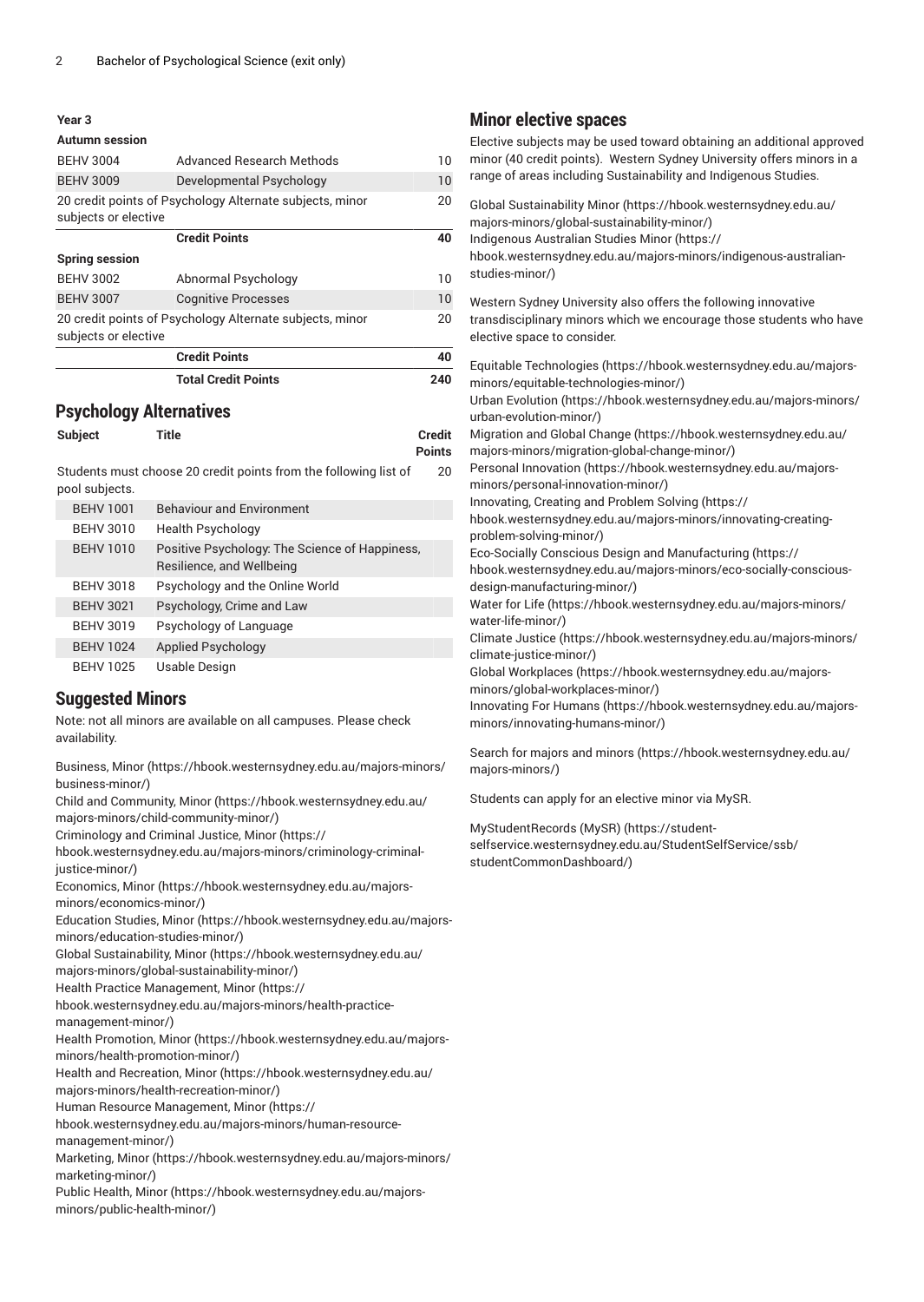### Year 3

| | | |
|---|---|---|
| **Autumn session** | | |
| BEHV 3004 | Advanced Research Methods | 10 |
| BEHV 3009 | Developmental Psychology | 10 |
| 20 credit points of Psychology Alternate subjects, minor subjects or elective | | 20 |
| | **Credit Points** | **40** |
| **Spring session** | | |
| BEHV 3002 | Abnormal Psychology | 10 |
| BEHV 3007 | Cognitive Processes | 10 |
| 20 credit points of Psychology Alternate subjects, minor subjects or elective | | 20 |
| | **Credit Points** | **40** |
| | **Total Credit Points** | **240** |

## Psychology Alternatives

| Subject | Title | Credit Points |
|---|---|---|
| Students must choose 20 credit points from the following list of pool subjects. | | 20 |
| BEHV 1001 | Behaviour and Environment | |
| BEHV 3010 | Health Psychology | |
| BEHV 1010 | Positive Psychology: The Science of Happiness, Resilience, and Wellbeing | |
| BEHV 3018 | Psychology and the Online World | |
| BEHV 3021 | Psychology, Crime and Law | |
| BEHV 3019 | Psychology of Language | |
| BEHV 1024 | Applied Psychology | |
| BEHV 1025 | Usable Design | |

## Suggested Minors

Note: not all minors are available on all campuses. Please check availability.

Business, Minor (https://hbook.westernsydney.edu.au/majors-minors/business-minor/)
Child and Community, Minor (https://hbook.westernsydney.edu.au/majors-minors/child-community-minor/)
Criminology and Criminal Justice, Minor (https://hbook.westernsydney.edu.au/majors-minors/criminology-criminal-justice-minor/)
Economics, Minor (https://hbook.westernsydney.edu.au/majors-minors/economics-minor/)
Education Studies, Minor (https://hbook.westernsydney.edu.au/majors-minors/education-studies-minor/)
Global Sustainability, Minor (https://hbook.westernsydney.edu.au/majors-minors/global-sustainability-minor/)
Health Practice Management, Minor (https://hbook.westernsydney.edu.au/majors-minors/health-practice-management-minor/)
Health Promotion, Minor (https://hbook.westernsydney.edu.au/majors-minors/health-promotion-minor/)
Health and Recreation, Minor (https://hbook.westernsydney.edu.au/majors-minors/health-recreation-minor/)
Human Resource Management, Minor (https://hbook.westernsydney.edu.au/majors-minors/human-resource-management-minor/)
Marketing, Minor (https://hbook.westernsydney.edu.au/majors-minors/marketing-minor/)
Public Health, Minor (https://hbook.westernsydney.edu.au/majors-minors/public-health-minor/)

## Minor elective spaces

Elective subjects may be used toward obtaining an additional approved minor (40 credit points). Western Sydney University offers minors in a range of areas including Sustainability and Indigenous Studies.

Global Sustainability Minor (https://hbook.westernsydney.edu.au/majors-minors/global-sustainability-minor/)
Indigenous Australian Studies Minor (https://hbook.westernsydney.edu.au/majors-minors/indigenous-australian-studies-minor/)

Western Sydney University also offers the following innovative transdisciplinary minors which we encourage those students who have elective space to consider.

Equitable Technologies (https://hbook.westernsydney.edu.au/majors-minors/equitable-technologies-minor/)
Urban Evolution (https://hbook.westernsydney.edu.au/majors-minors/urban-evolution-minor/)
Migration and Global Change (https://hbook.westernsydney.edu.au/majors-minors/migration-global-change-minor/)
Personal Innovation (https://hbook.westernsydney.edu.au/majors-minors/personal-innovation-minor/)
Innovating, Creating and Problem Solving (https://hbook.westernsydney.edu.au/majors-minors/innovating-creating-problem-solving-minor/)
Eco-Socially Conscious Design and Manufacturing (https://hbook.westernsydney.edu.au/majors-minors/eco-socially-conscious-design-manufacturing-minor/)
Water for Life (https://hbook.westernsydney.edu.au/majors-minors/water-life-minor/)
Climate Justice (https://hbook.westernsydney.edu.au/majors-minors/climate-justice-minor/)
Global Workplaces (https://hbook.westernsydney.edu.au/majors-minors/global-workplaces-minor/)
Innovating For Humans (https://hbook.westernsydney.edu.au/majors-minors/innovating-humans-minor/)

Search for majors and minors (https://hbook.westernsydney.edu.au/majors-minors/)

Students can apply for an elective minor via MySR.

MyStudentRecords (MySR) (https://student-selfservice.westernsydney.edu.au/StudentSelfService/ssb/studentCommonDashboard/)